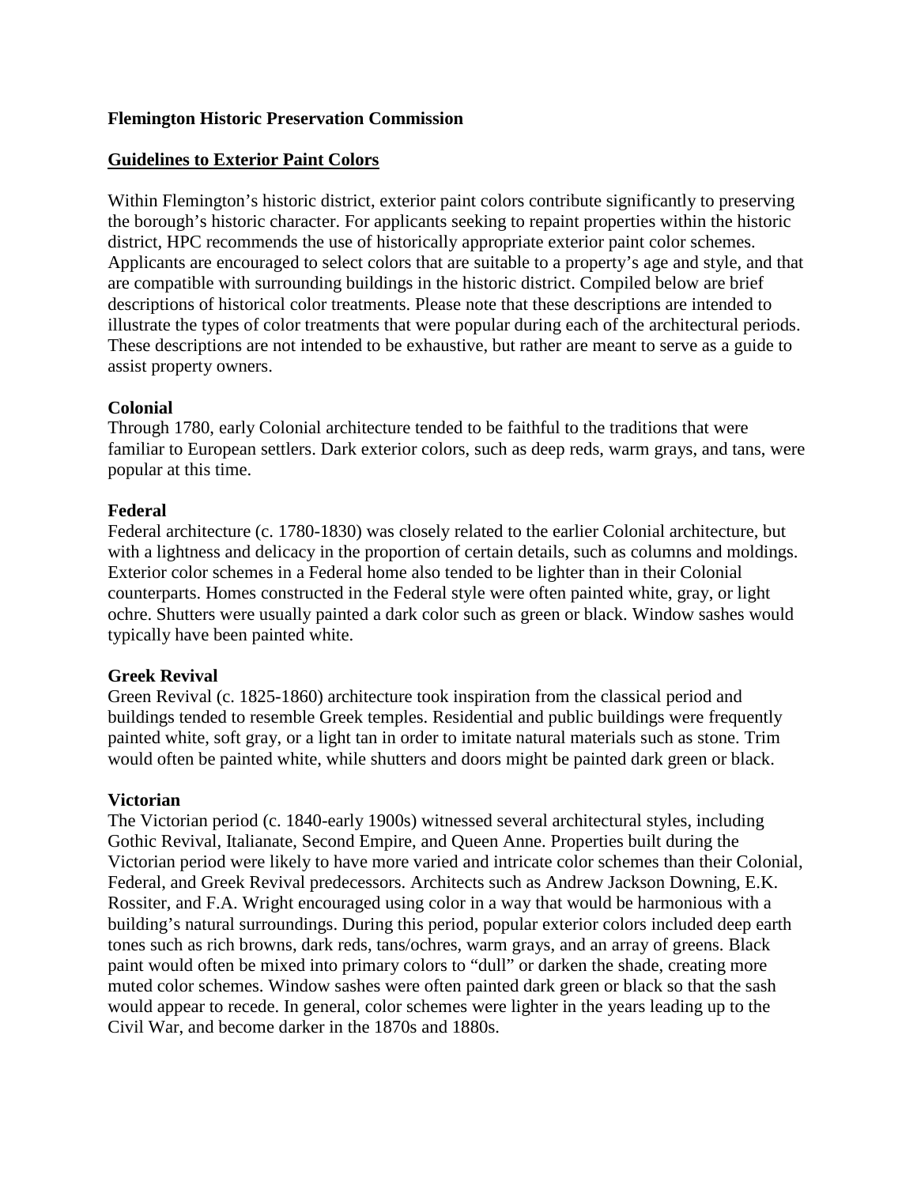**Flemington Historic Preservation Commission**

**<u>Guidelines to Exterior Paint Colors</u>**

Within Flemington's historic district, exterior paint colors contribute significantly to preserving the borough's historic character. For applicants seeking to repaint properties within the historic district, HPC recommends the use of historically appropriate exterior paint color schemes. Applicants are encouraged to select colors that are suitable to a property's age and style, and that are compatible with surrounding buildings in the historic district. Compiled below are brief descriptions of historical color treatments. Please note that these descriptions are intended to illustrate the types of color treatments that were popular during each of the architectural periods. These descriptions are not intended to be exhaustive, but rather are meant to serve as a guide to assist property owners.

**Colonial**

Through 1780, early Colonial architecture tended to be faithful to the traditions that were familiar to European settlers. Dark exterior colors, such as deep reds, warm grays, and tans, were popular at this time.

**Federal**

Federal architecture (c. 1780-1830) was closely related to the earlier Colonial architecture, but with a lightness and delicacy in the proportion of certain details, such as columns and moldings. Exterior color schemes in a Federal home also tended to be lighter than in their Colonial counterparts. Homes constructed in the Federal style were often painted white, gray, or light ochre. Shutters were usually painted a dark color such as green or black. Window sashes would typically have been painted white.

**Greek Revival**

Green Revival (c. 1825-1860) architecture took inspiration from the classical period and buildings tended to resemble Greek temples. Residential and public buildings were frequently painted white, soft gray, or a light tan in order to imitate natural materials such as stone. Trim would often be painted white, while shutters and doors might be painted dark green or black.

**Victorian**

The Victorian period (c. 1840-early 1900s) witnessed several architectural styles, including Gothic Revival, Italianate, Second Empire, and Queen Anne. Properties built during the Victorian period were likely to have more varied and intricate color schemes than their Colonial, Federal, and Greek Revival predecessors. Architects such as Andrew Jackson Downing, E.K. Rossiter, and F.A. Wright encouraged using color in a way that would be harmonious with a building's natural surroundings. During this period, popular exterior colors included deep earth tones such as rich browns, dark reds, tans/ochres, warm grays, and an array of greens. Black paint would often be mixed into primary colors to "dull" or darken the shade, creating more muted color schemes. Window sashes were often painted dark green or black so that the sash would appear to recede. In general, color schemes were lighter in the years leading up to the Civil War, and become darker in the 1870s and 1880s.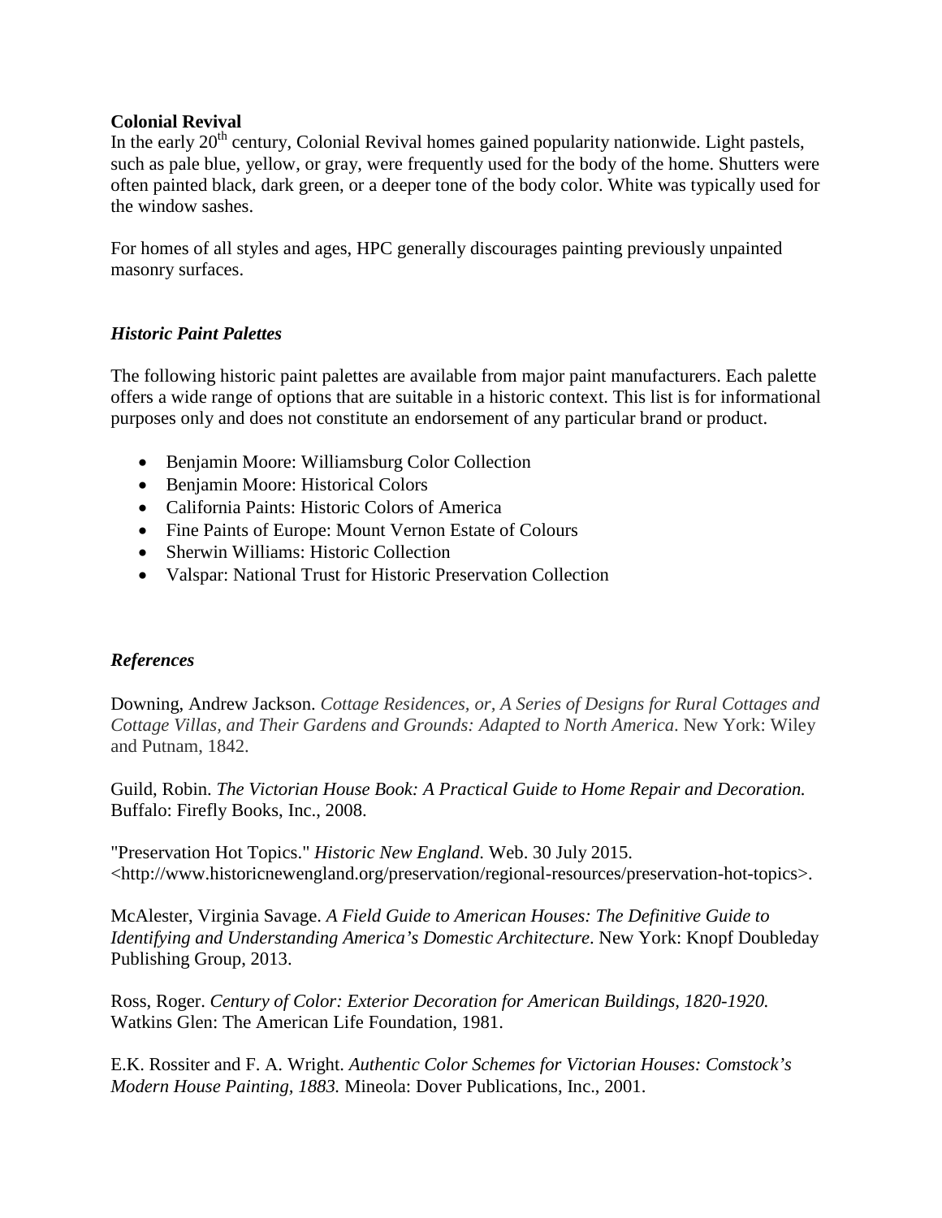**Colonial Revival**

In the early 20th century, Colonial Revival homes gained popularity nationwide. Light pastels, such as pale blue, yellow, or gray, were frequently used for the body of the home. Shutters were often painted black, dark green, or a deeper tone of the body color. White was typically used for the window sashes.

For homes of all styles and ages, HPC generally discourages painting previously unpainted masonry surfaces.

## *Historic Paint Palettes*

The following historic paint palettes are available from major paint manufacturers. Each palette offers a wide range of options that are suitable in a historic context. This list is for informational purposes only and does not constitute an endorsement of any particular brand or product.

- Benjamin Moore: Williamsburg Color Collection
- Benjamin Moore: Historical Colors
- California Paints: Historic Colors of America
- Fine Paints of Europe: Mount Vernon Estate of Colours
- Sherwin Williams: Historic Collection
- Valspar: National Trust for Historic Preservation Collection

## *References*

Downing, Andrew Jackson. *Cottage Residences, or, A Series of Designs for Rural Cottages and Cottage Villas, and Their Gardens and Grounds: Adapted to North America*. New York: Wiley and Putnam, 1842.

Guild, Robin. *The Victorian House Book: A Practical Guide to Home Repair and Decoration.* Buffalo: Firefly Books, Inc., 2008.

"Preservation Hot Topics." *Historic New England*. Web. 30 July 2015. <http://www.historicnewengland.org/preservation/regional-resources/preservation-hot-topics>.

McAlester, Virginia Savage. *A Field Guide to American Houses: The Definitive Guide to Identifying and Understanding America's Domestic Architecture*. New York: Knopf Doubleday Publishing Group, 2013.

Ross, Roger. *Century of Color: Exterior Decoration for American Buildings, 1820-1920.* Watkins Glen: The American Life Foundation, 1981.

E.K. Rossiter and F. A. Wright. *Authentic Color Schemes for Victorian Houses: Comstock's Modern House Painting, 1883.* Mineola: Dover Publications, Inc., 2001.